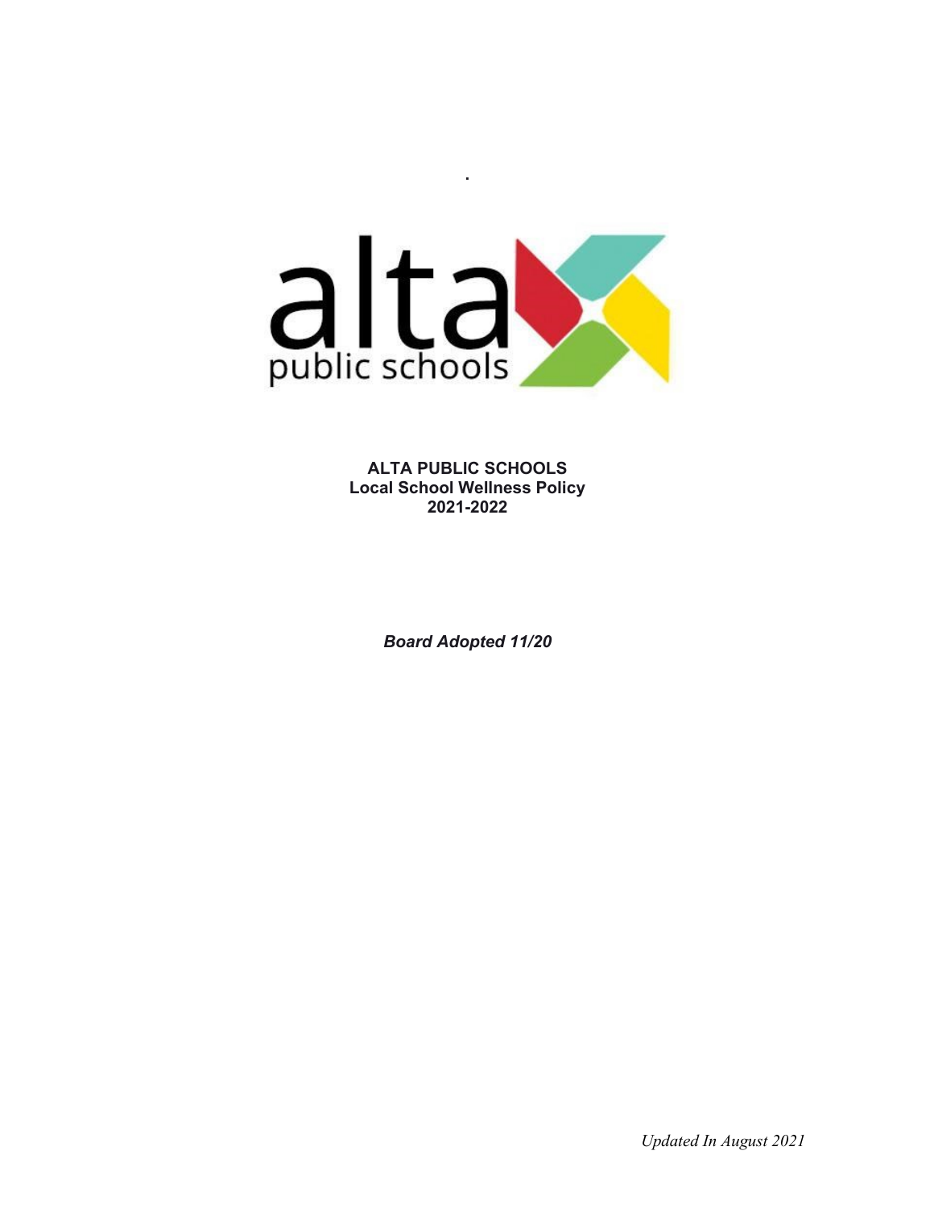# ALTA PUBLIC SCHOOLS
## Local School Wellness Policy
## 2021-2022

***Board Adopted 11/20***

*Updated In August 2021*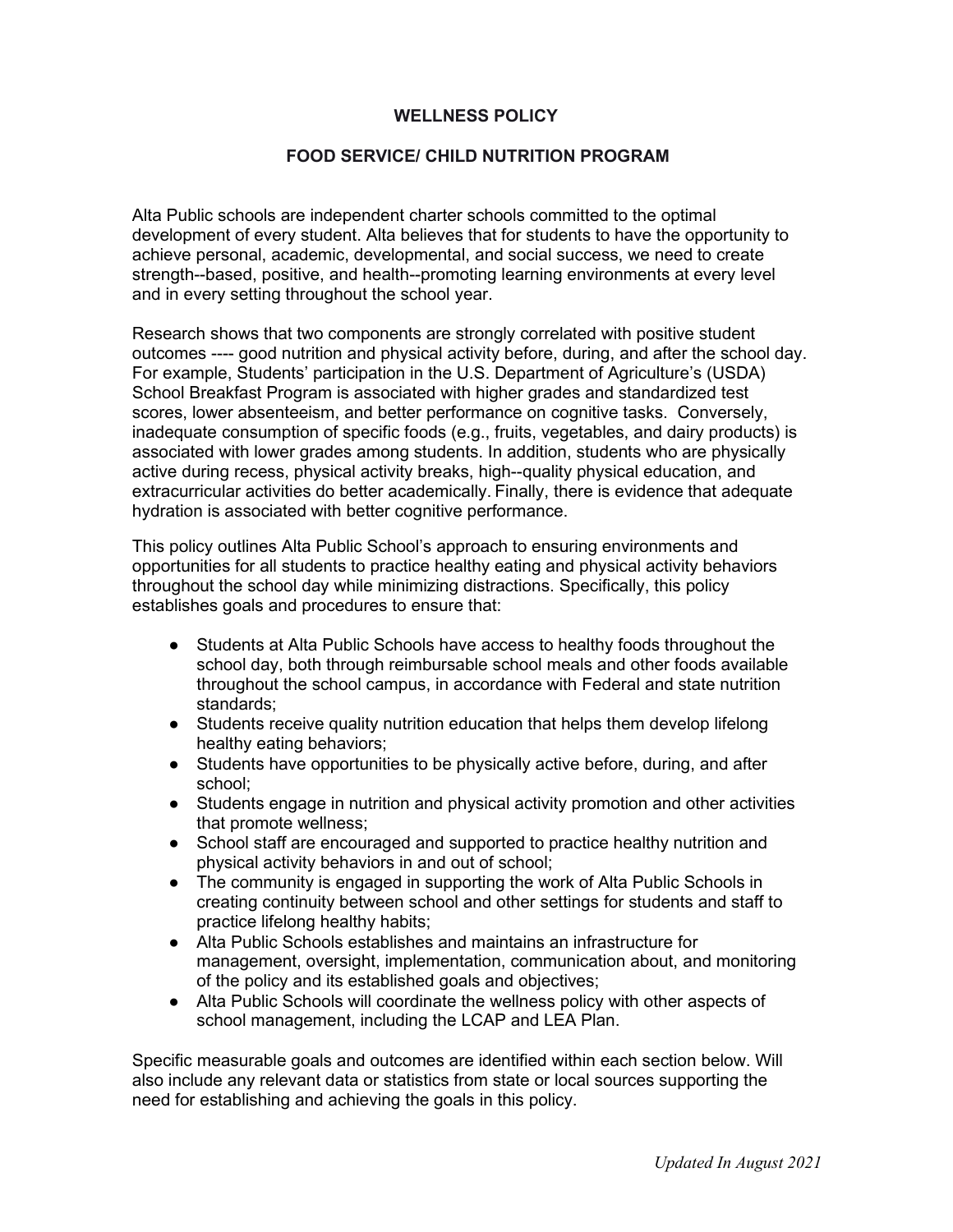## WELLNESS POLICY

### FOOD SERVICE/ CHILD NUTRITION PROGRAM

Alta Public schools are independent charter schools committed to the optimal development of every student. Alta believes that for students to have the opportunity to achieve personal, academic, developmental, and social success, we need to create strength--based, positive, and health--promoting learning environments at every level and in every setting throughout the school year.

Research shows that two components are strongly correlated with positive student outcomes ---- good nutrition and physical activity before, during, and after the school day. For example, Students' participation in the U.S. Department of Agriculture's (USDA) School Breakfast Program is associated with higher grades and standardized test scores, lower absenteeism, and better performance on cognitive tasks. Conversely, inadequate consumption of specific foods (e.g., fruits, vegetables, and dairy products) is associated with lower grades among students. In addition, students who are physically active during recess, physical activity breaks, high--quality physical education, and extracurricular activities do better academically. Finally, there is evidence that adequate hydration is associated with better cognitive performance.

This policy outlines Alta Public School's approach to ensuring environments and opportunities for all students to practice healthy eating and physical activity behaviors throughout the school day while minimizing distractions. Specifically, this policy establishes goals and procedures to ensure that:

- Students at Alta Public Schools have access to healthy foods throughout the school day, both through reimbursable school meals and other foods available throughout the school campus, in accordance with Federal and state nutrition standards;
- Students receive quality nutrition education that helps them develop lifelong healthy eating behaviors;
- Students have opportunities to be physically active before, during, and after school;
- Students engage in nutrition and physical activity promotion and other activities that promote wellness;
- School staff are encouraged and supported to practice healthy nutrition and physical activity behaviors in and out of school;
- The community is engaged in supporting the work of Alta Public Schools in creating continuity between school and other settings for students and staff to practice lifelong healthy habits;
- Alta Public Schools establishes and maintains an infrastructure for management, oversight, implementation, communication about, and monitoring of the policy and its established goals and objectives;
- Alta Public Schools will coordinate the wellness policy with other aspects of school management, including the LCAP and LEA Plan.

Specific measurable goals and outcomes are identified within each section below. Will also include any relevant data or statistics from state or local sources supporting the need for establishing and achieving the goals in this policy.

*Updated In August 2021*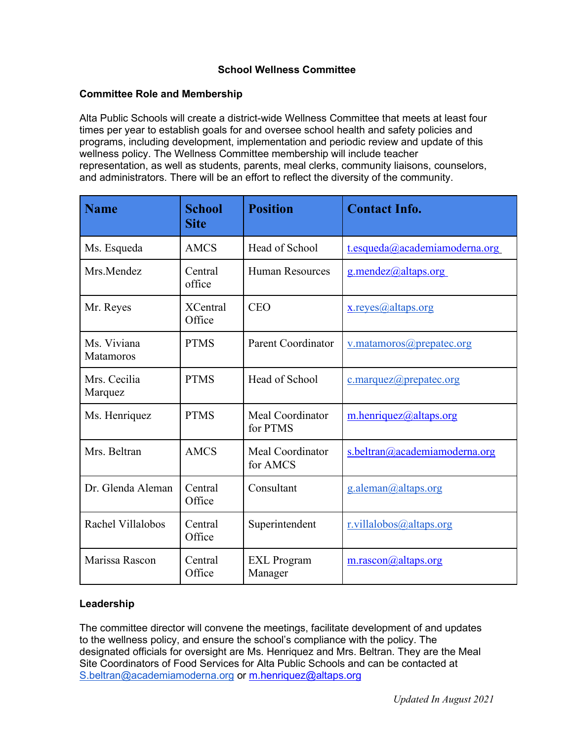# School Wellness Committee

## Committee Role and Membership

Alta Public Schools will create a district-wide Wellness Committee that meets at least four times per year to establish goals for and oversee school health and safety policies and programs, including development, implementation and periodic review and update of this wellness policy. The Wellness Committee membership will include teacher representation, as well as students, parents, meal clerks, community liaisons, counselors, and administrators. There will be an effort to reflect the diversity of the community.

| Name | School Site | Position | Contact Info. |
|---|---|---|---|
| Ms. Esqueda | AMCS | Head of School | t.esqueda@academiamoderna.org |
| Mrs.Mendez | Central office | Human Resources | g.mendez@altaps.org |
| Mr. Reyes | XCentral Office | CEO | x.reyes@altaps.org |
| Ms. Viviana Matamoros | PTMS | Parent Coordinator | v.matamoros@prepatec.org |
| Mrs. Cecilia Marquez | PTMS | Head of School | c.marquez@prepatec.org |
| Ms. Henriquez | PTMS | Meal Coordinator for PTMS | m.henriquez@altaps.org |
| Mrs. Beltran | AMCS | Meal Coordinator for AMCS | s.beltran@academiamoderna.org |
| Dr. Glenda Aleman | Central Office | Consultant | g.aleman@altaps.org |
| Rachel Villalobos | Central Office | Superintendent | r.villalobos@altaps.org |
| Marissa Rascon | Central Office | EXL Program Manager | m.rascon@altaps.org |

## Leadership

The committee director will convene the meetings, facilitate development of and updates to the wellness policy, and ensure the school's compliance with the policy. The designated officials for oversight are Ms. Henriquez and Mrs. Beltran. They are the Meal Site Coordinators of Food Services for Alta Public Schools and can be contacted at S.beltran@academiamoderna.org or m.henriquez@altaps.org

*Updated In August 2021*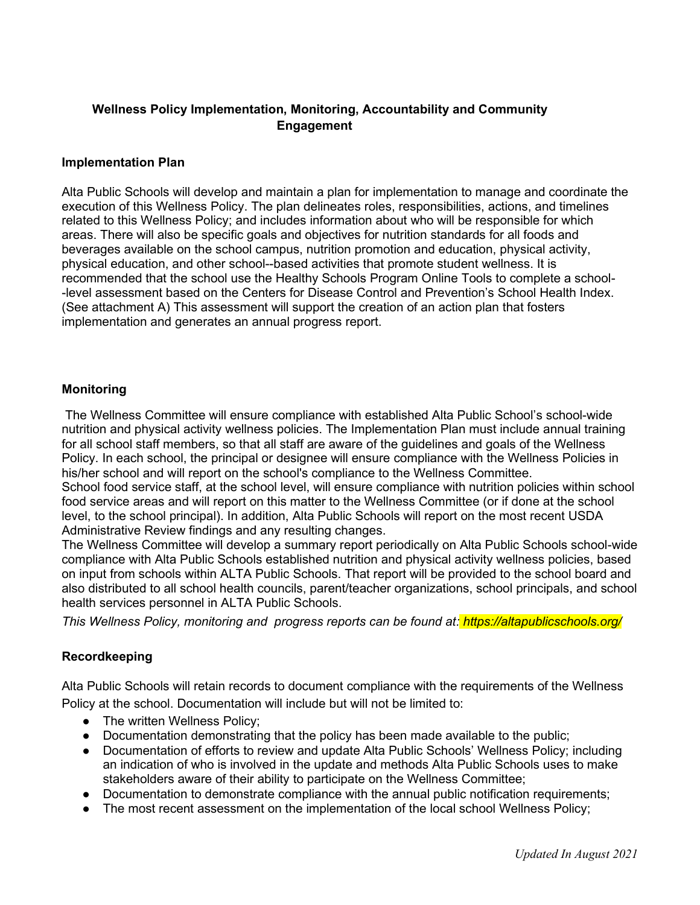## Wellness Policy Implementation, Monitoring, Accountability and Community Engagement

### Implementation Plan

Alta Public Schools will develop and maintain a plan for implementation to manage and coordinate the execution of this Wellness Policy. The plan delineates roles, responsibilities, actions, and timelines related to this Wellness Policy; and includes information about who will be responsible for which areas. There will also be specific goals and objectives for nutrition standards for all foods and beverages available on the school campus, nutrition promotion and education, physical activity, physical education, and other school--based activities that promote student wellness. It is recommended that the school use the Healthy Schools Program Online Tools to complete a school--level assessment based on the Centers for Disease Control and Prevention's School Health Index. (See attachment A) This assessment will support the creation of an action plan that fosters implementation and generates an annual progress report.

### Monitoring

The Wellness Committee will ensure compliance with established Alta Public School's school-wide nutrition and physical activity wellness policies. The Implementation Plan must include annual training for all school staff members, so that all staff are aware of the guidelines and goals of the Wellness Policy. In each school, the principal or designee will ensure compliance with the Wellness Policies in his/her school and will report on the school's compliance to the Wellness Committee.
School food service staff, at the school level, will ensure compliance with nutrition policies within school food service areas and will report on this matter to the Wellness Committee (or if done at the school level, to the school principal). In addition, Alta Public Schools will report on the most recent USDA Administrative Review findings and any resulting changes.
The Wellness Committee will develop a summary report periodically on Alta Public Schools school-wide compliance with Alta Public Schools established nutrition and physical activity wellness policies, based on input from schools within ALTA Public Schools. That report will be provided to the school board and also distributed to all school health councils, parent/teacher organizations, school principals, and school health services personnel in ALTA Public Schools.

*This Wellness Policy, monitoring and progress reports can be found at: https://altapublicschools.org/*

### Recordkeeping

Alta Public Schools will retain records to document compliance with the requirements of the Wellness Policy at the school. Documentation will include but will not be limited to:

- The written Wellness Policy;
- Documentation demonstrating that the policy has been made available to the public;
- Documentation of efforts to review and update Alta Public Schools' Wellness Policy; including an indication of who is involved in the update and methods Alta Public Schools uses to make stakeholders aware of their ability to participate on the Wellness Committee;
- Documentation to demonstrate compliance with the annual public notification requirements;
- The most recent assessment on the implementation of the local school Wellness Policy;

*Updated In August 2021*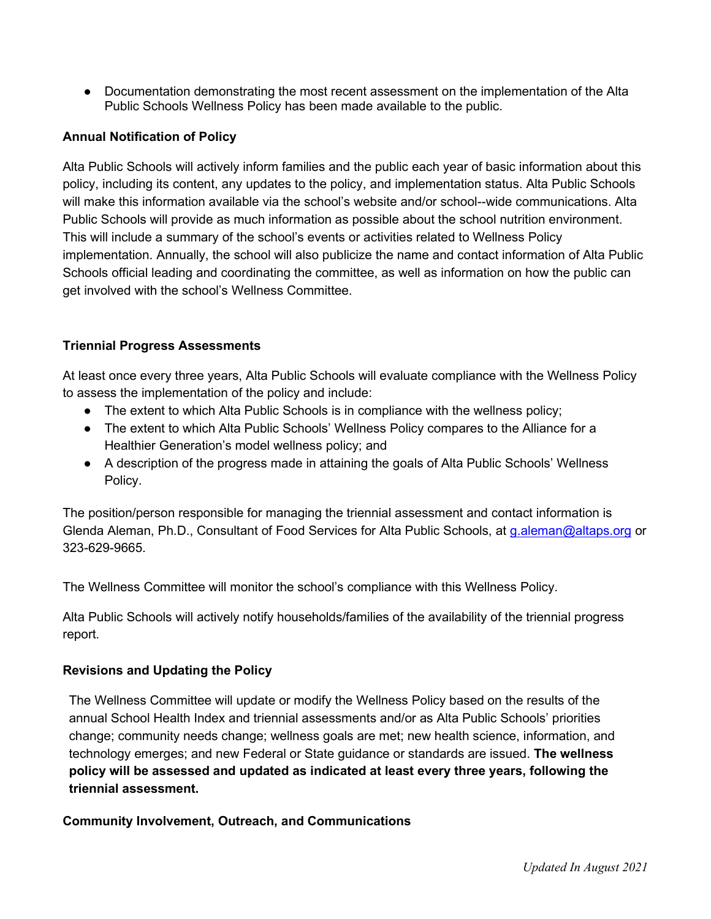- Documentation demonstrating the most recent assessment on the implementation of the Alta Public Schools Wellness Policy has been made available to the public.

**Annual Notification of Policy**

Alta Public Schools will actively inform families and the public each year of basic information about this policy, including its content, any updates to the policy, and implementation status. Alta Public Schools will make this information available via the school's website and/or school--wide communications. Alta Public Schools will provide as much information as possible about the school nutrition environment. This will include a summary of the school's events or activities related to Wellness Policy implementation. Annually, the school will also publicize the name and contact information of Alta Public Schools official leading and coordinating the committee, as well as information on how the public can get involved with the school's Wellness Committee.

**Triennial Progress Assessments**

At least once every three years, Alta Public Schools will evaluate compliance with the Wellness Policy to assess the implementation of the policy and include:

- The extent to which Alta Public Schools is in compliance with the wellness policy;
- The extent to which Alta Public Schools' Wellness Policy compares to the Alliance for a Healthier Generation's model wellness policy; and
- A description of the progress made in attaining the goals of Alta Public Schools' Wellness Policy.

The position/person responsible for managing the triennial assessment and contact information is Glenda Aleman, Ph.D., Consultant of Food Services for Alta Public Schools, at g.aleman@altaps.org or 323-629-9665.

The Wellness Committee will monitor the school's compliance with this Wellness Policy.

Alta Public Schools will actively notify households/families of the availability of the triennial progress report.

**Revisions and Updating the Policy**

The Wellness Committee will update or modify the Wellness Policy based on the results of the annual School Health Index and triennial assessments and/or as Alta Public Schools' priorities change; community needs change; wellness goals are met; new health science, information, and technology emerges; and new Federal or State guidance or standards are issued. **The wellness policy will be assessed and updated as indicated at least every three years, following the triennial assessment.**

**Community Involvement, Outreach, and Communications**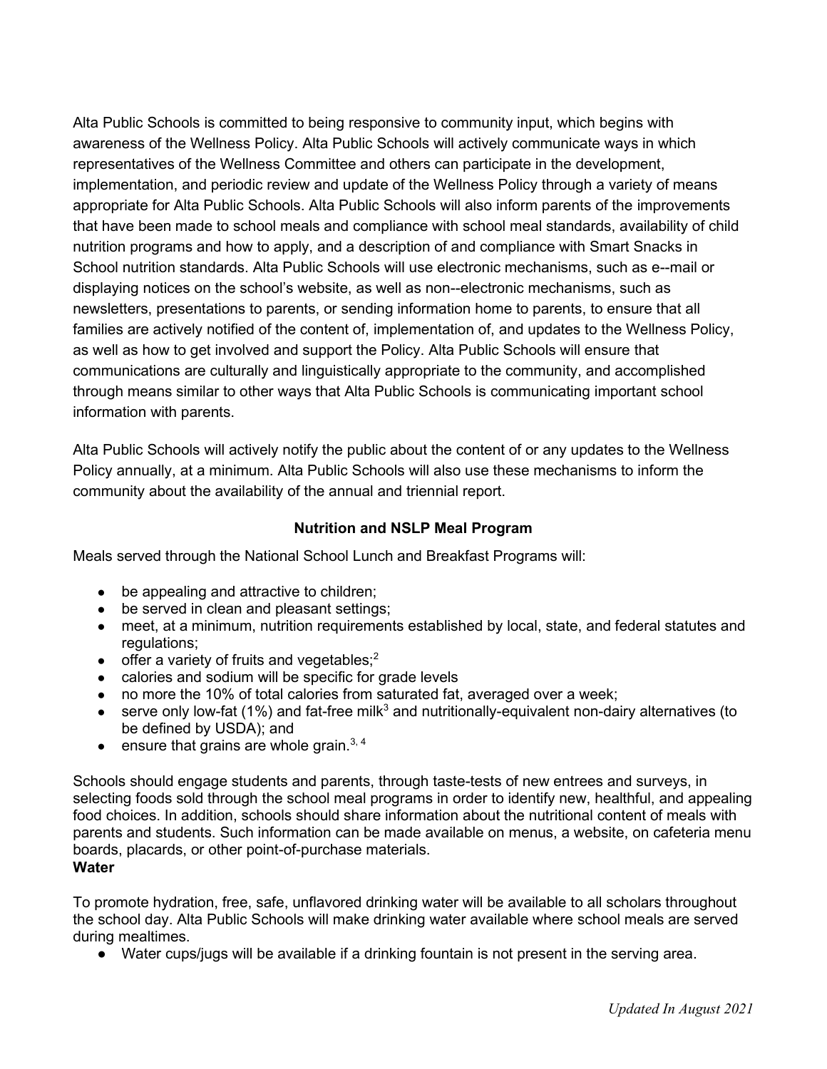Alta Public Schools is committed to being responsive to community input, which begins with awareness of the Wellness Policy. Alta Public Schools will actively communicate ways in which representatives of the Wellness Committee and others can participate in the development, implementation, and periodic review and update of the Wellness Policy through a variety of means appropriate for Alta Public Schools. Alta Public Schools will also inform parents of the improvements that have been made to school meals and compliance with school meal standards, availability of child nutrition programs and how to apply, and a description of and compliance with Smart Snacks in School nutrition standards. Alta Public Schools will use electronic mechanisms, such as e--mail or displaying notices on the school's website, as well as non--electronic mechanisms, such as newsletters, presentations to parents, or sending information home to parents, to ensure that all families are actively notified of the content of, implementation of, and updates to the Wellness Policy, as well as how to get involved and support the Policy. Alta Public Schools will ensure that communications are culturally and linguistically appropriate to the community, and accomplished through means similar to other ways that Alta Public Schools is communicating important school information with parents.

Alta Public Schools will actively notify the public about the content of or any updates to the Wellness Policy annually, at a minimum. Alta Public Schools will also use these mechanisms to inform the community about the availability of the annual and triennial report.

**Nutrition and NSLP Meal Program**

Meals served through the National School Lunch and Breakfast Programs will:

- be appealing and attractive to children;
- be served in clean and pleasant settings;
- meet, at a minimum, nutrition requirements established by local, state, and federal statutes and regulations;
- offer a variety of fruits and vegetables;[2]
- calories and sodium will be specific for grade levels
- no more the 10% of total calories from saturated fat, averaged over a week;
- serve only low-fat (1%) and fat-free milk[3] and nutritionally-equivalent non-dairy alternatives (to be defined by USDA); and
- ensure that grains are whole grain.[3, 4]

Schools should engage students and parents, through taste-tests of new entrees and surveys, in selecting foods sold through the school meal programs in order to identify new, healthful, and appealing food choices. In addition, schools should share information about the nutritional content of meals with parents and students. Such information can be made available on menus, a website, on cafeteria menu boards, placards, or other point-of-purchase materials.

**Water**

To promote hydration, free, safe, unflavored drinking water will be available to all scholars throughout the school day. Alta Public Schools will make drinking water available where school meals are served during mealtimes.

- Water cups/jugs will be available if a drinking fountain is not present in the serving area.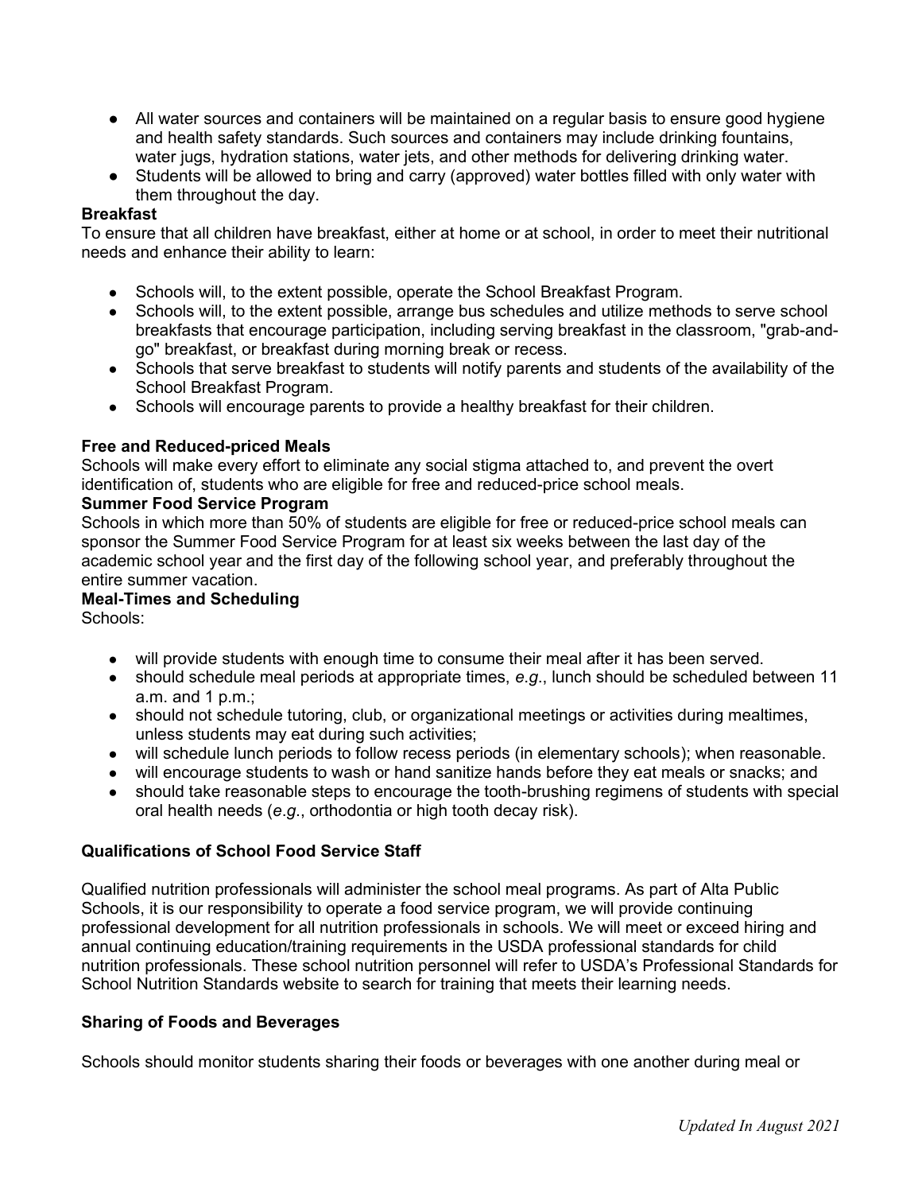- All water sources and containers will be maintained on a regular basis to ensure good hygiene and health safety standards. Such sources and containers may include drinking fountains, water jugs, hydration stations, water jets, and other methods for delivering drinking water.
- Students will be allowed to bring and carry (approved) water bottles filled with only water with them throughout the day.

**Breakfast**

To ensure that all children have breakfast, either at home or at school, in order to meet their nutritional needs and enhance their ability to learn:

- Schools will, to the extent possible, operate the School Breakfast Program.
- Schools will, to the extent possible, arrange bus schedules and utilize methods to serve school breakfasts that encourage participation, including serving breakfast in the classroom, "grab-and-go" breakfast, or breakfast during morning break or recess.
- Schools that serve breakfast to students will notify parents and students of the availability of the School Breakfast Program.
- Schools will encourage parents to provide a healthy breakfast for their children.

**Free and Reduced-priced Meals**

Schools will make every effort to eliminate any social stigma attached to, and prevent the overt identification of, students who are eligible for free and reduced-price school meals.

**Summer Food Service Program**

Schools in which more than 50% of students are eligible for free or reduced-price school meals can sponsor the Summer Food Service Program for at least six weeks between the last day of the academic school year and the first day of the following school year, and preferably throughout the entire summer vacation.

**Meal-Times and Scheduling**

Schools:

- will provide students with enough time to consume their meal after it has been served.
- should schedule meal periods at appropriate times, *e.g*., lunch should be scheduled between 11 a.m. and 1 p.m.;
- should not schedule tutoring, club, or organizational meetings or activities during mealtimes, unless students may eat during such activities;
- will schedule lunch periods to follow recess periods (in elementary schools); when reasonable.
- will encourage students to wash or hand sanitize hands before they eat meals or snacks; and
- should take reasonable steps to encourage the tooth-brushing regimens of students with special oral health needs (*e.g*., orthodontia or high tooth decay risk).

**Qualifications of School Food Service Staff**

Qualified nutrition professionals will administer the school meal programs. As part of Alta Public Schools, it is our responsibility to operate a food service program, we will provide continuing professional development for all nutrition professionals in schools. We will meet or exceed hiring and annual continuing education/training requirements in the USDA professional standards for child nutrition professionals. These school nutrition personnel will refer to USDA's Professional Standards for School Nutrition Standards website to search for training that meets their learning needs.

**Sharing of Foods and Beverages**

Schools should monitor students sharing their foods or beverages with one another during meal or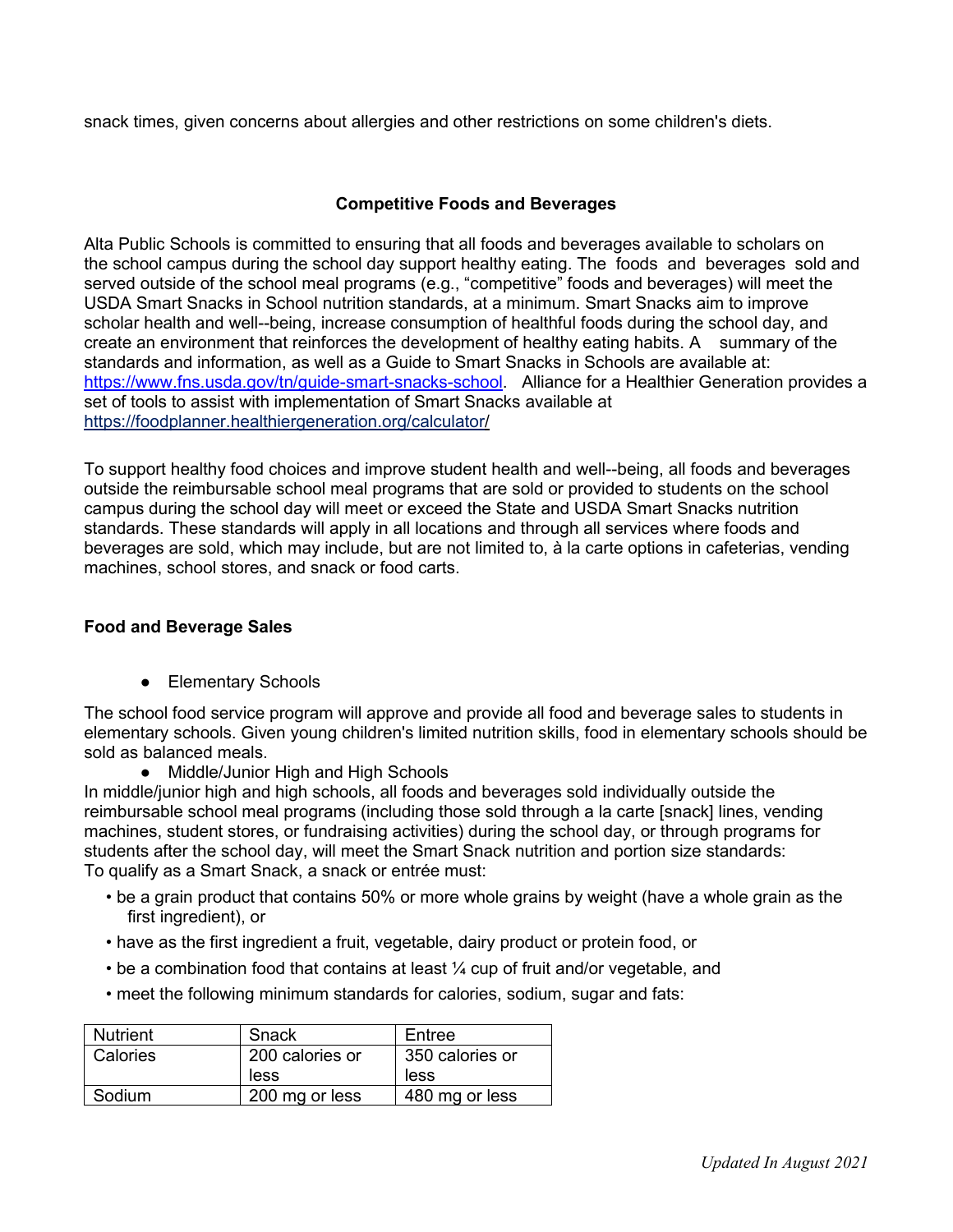snack times, given concerns about allergies and other restrictions on some children's diets.

**Competitive Foods and Beverages**

Alta Public Schools is committed to ensuring that all foods and beverages available to scholars on the school campus during the school day support healthy eating. The foods and beverages sold and served outside of the school meal programs (e.g., "competitive" foods and beverages) will meet the USDA Smart Snacks in School nutrition standards, at a minimum. Smart Snacks aim to improve scholar health and well--being, increase consumption of healthful foods during the school day, and create an environment that reinforces the development of healthy eating habits. A summary of the standards and information, as well as a Guide to Smart Snacks in Schools are available at: [https://www.fns.usda.gov/tn/guide-smart-snacks-school](https://www.fns.usda.gov/tn/guide-smart-snacks-school). Alliance for a Healthier Generation provides a set of tools to assist with implementation of Smart Snacks available at [https://foodplanner.healthiergeneration.org/calculator/](https://foodplanner.healthiergeneration.org/calculator/)

To support healthy food choices and improve student health and well--being, all foods and beverages outside the reimbursable school meal programs that are sold or provided to students on the school campus during the school day will meet or exceed the State and USDA Smart Snacks nutrition standards. These standards will apply in all locations and through all services where foods and beverages are sold, which may include, but are not limited to, à la carte options in cafeterias, vending machines, school stores, and snack or food carts.

**Food and Beverage Sales**

- Elementary Schools

The school food service program will approve and provide all food and beverage sales to students in elementary schools. Given young children's limited nutrition skills, food in elementary schools should be sold as balanced meals.

- Middle/Junior High and High Schools

In middle/junior high and high schools, all foods and beverages sold individually outside the reimbursable school meal programs (including those sold through a la carte [snack] lines, vending machines, student stores, or fundraising activities) during the school day, or through programs for students after the school day, will meet the Smart Snack nutrition and portion size standards:
To qualify as a Smart Snack, a snack or entrée must:

- be a grain product that contains 50% or more whole grains by weight (have a whole grain as the first ingredient), or
- have as the first ingredient a fruit, vegetable, dairy product or protein food, or
- be a combination food that contains at least ¼ cup of fruit and/or vegetable, and
- meet the following minimum standards for calories, sodium, sugar and fats:

| Nutrient | Snack | Entree |
|---|---|---|
| Calories | 200 calories or less | 350 calories or less |
| Sodium | 200 mg or less | 480 mg or less |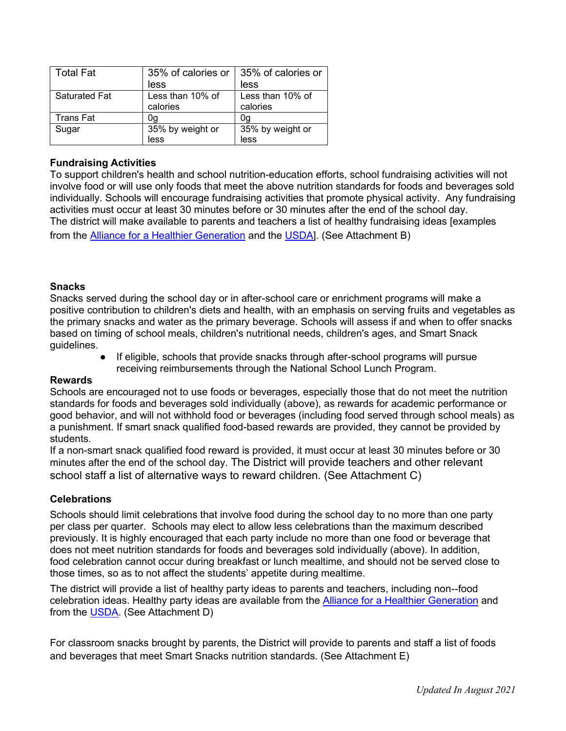| Total Fat | 35% of calories or less | 35% of calories or less |
| --- | --- | --- |
| Saturated Fat | Less than 10% of calories | Less than 10% of calories |
| Trans Fat | 0g | 0g |
| Sugar | 35% by weight or less | 35% by weight or less |

**Fundraising Activities**

To support children's health and school nutrition-education efforts, school fundraising activities will not involve food or will use only foods that meet the above nutrition standards for foods and beverages sold individually. Schools will encourage fundraising activities that promote physical activity. Any fundraising activities must occur at least 30 minutes before or 30 minutes after the end of the school day.
The district will make available to parents and teachers a list of healthy fundraising ideas [examples from the Alliance for a Healthier Generation and the USDA]. (See Attachment B)

**Snacks**

Snacks served during the school day or in after-school care or enrichment programs will make a positive contribution to children's diets and health, with an emphasis on serving fruits and vegetables as the primary snacks and water as the primary beverage. Schools will assess if and when to offer snacks based on timing of school meals, children's nutritional needs, children's ages, and Smart Snack guidelines.

- If eligible, schools that provide snacks through after-school programs will pursue receiving reimbursements through the National School Lunch Program.

**Rewards**

Schools are encouraged not to use foods or beverages, especially those that do not meet the nutrition standards for foods and beverages sold individually (above), as rewards for academic performance or good behavior, and will not withhold food or beverages (including food served through school meals) as a punishment. If smart snack qualified food-based rewards are provided, they cannot be provided by students.
If a non-smart snack qualified food reward is provided, it must occur at least 30 minutes before or 30 minutes after the end of the school day. The District will provide teachers and other relevant school staff a list of alternative ways to reward children. (See Attachment C)

**Celebrations**

Schools should limit celebrations that involve food during the school day to no more than one party per class per quarter. Schools may elect to allow less celebrations than the maximum described previously. It is highly encouraged that each party include no more than one food or beverage that does not meet nutrition standards for foods and beverages sold individually (above). In addition, food celebration cannot occur during breakfast or lunch mealtime, and should not be served close to those times, so as to not affect the students' appetite during mealtime.

The district will provide a list of healthy party ideas to parents and teachers, including non--food celebration ideas. Healthy party ideas are available from the Alliance for a Healthier Generation and from the USDA. (See Attachment D)

For classroom snacks brought by parents, the District will provide to parents and staff a list of foods and beverages that meet Smart Snacks nutrition standards. (See Attachment E)

*Updated In August 2021*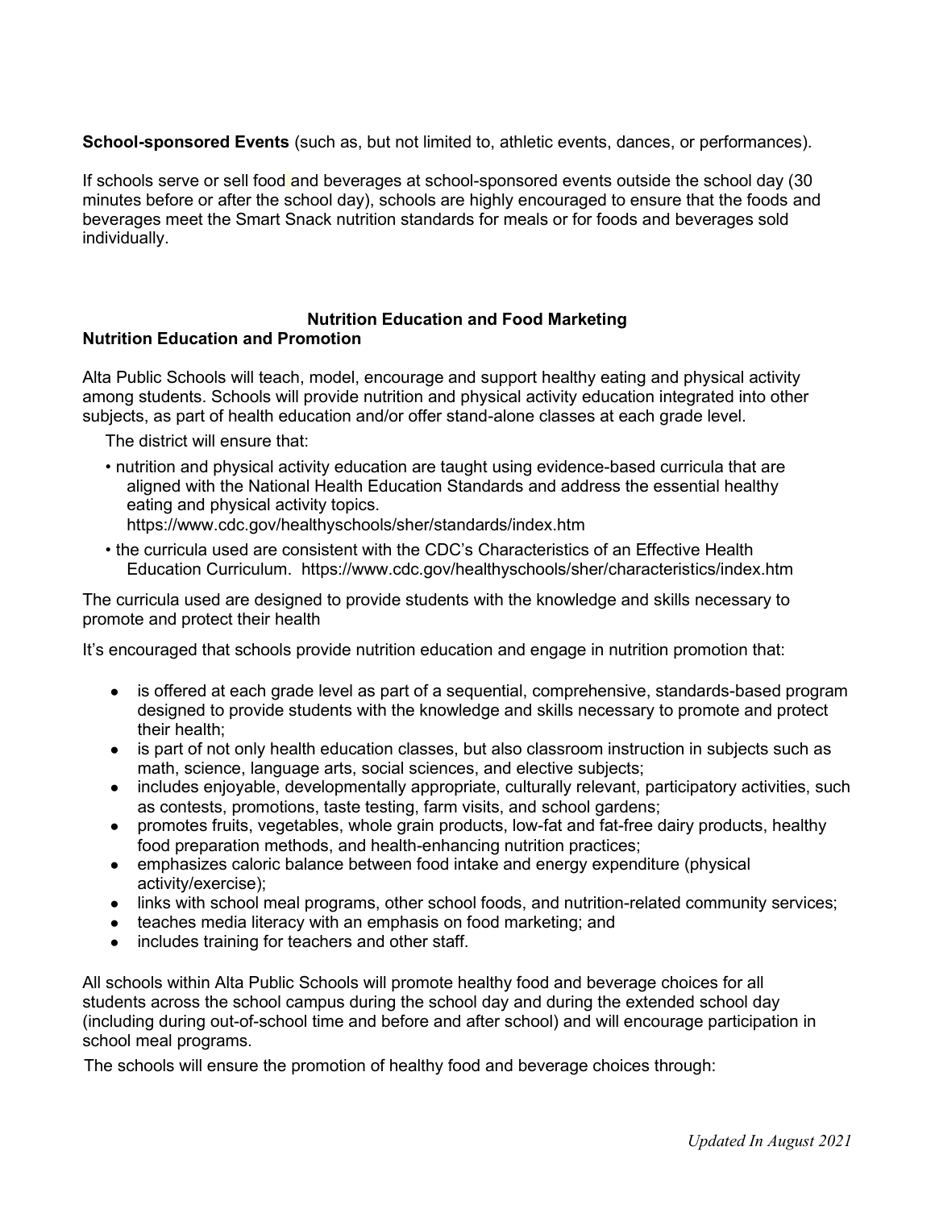**School-sponsored Events** (such as, but not limited to, athletic events, dances, or performances).

If schools serve or sell food and beverages at school-sponsored events outside the school day (30 minutes before or after the school day), schools are highly encouraged to ensure that the foods and beverages meet the Smart Snack nutrition standards for meals or for foods and beverages sold individually.

## Nutrition Education and Food Marketing

### Nutrition Education and Promotion

Alta Public Schools will teach, model, encourage and support healthy eating and physical activity among students. Schools will provide nutrition and physical activity education integrated into other subjects, as part of health education and/or offer stand-alone classes at each grade level.

The district will ensure that:

- nutrition and physical activity education are taught using evidence-based curricula that are aligned with the National Health Education Standards and address the essential healthy eating and physical activity topics. https://www.cdc.gov/healthyschools/sher/standards/index.htm
- the curricula used are consistent with the CDC's Characteristics of an Effective Health Education Curriculum. https://www.cdc.gov/healthyschools/sher/characteristics/index.htm

The curricula used are designed to provide students with the knowledge and skills necessary to promote and protect their health

It's encouraged that schools provide nutrition education and engage in nutrition promotion that:

- is offered at each grade level as part of a sequential, comprehensive, standards-based program designed to provide students with the knowledge and skills necessary to promote and protect their health;
- is part of not only health education classes, but also classroom instruction in subjects such as math, science, language arts, social sciences, and elective subjects;
- includes enjoyable, developmentally appropriate, culturally relevant, participatory activities, such as contests, promotions, taste testing, farm visits, and school gardens;
- promotes fruits, vegetables, whole grain products, low-fat and fat-free dairy products, healthy food preparation methods, and health-enhancing nutrition practices;
- emphasizes caloric balance between food intake and energy expenditure (physical activity/exercise);
- links with school meal programs, other school foods, and nutrition-related community services;
- teaches media literacy with an emphasis on food marketing; and
- includes training for teachers and other staff.

All schools within Alta Public Schools will promote healthy food and beverage choices for all students across the school campus during the school day and during the extended school day (including during out-of-school time and before and after school) and will encourage participation in school meal programs.

The schools will ensure the promotion of healthy food and beverage choices through: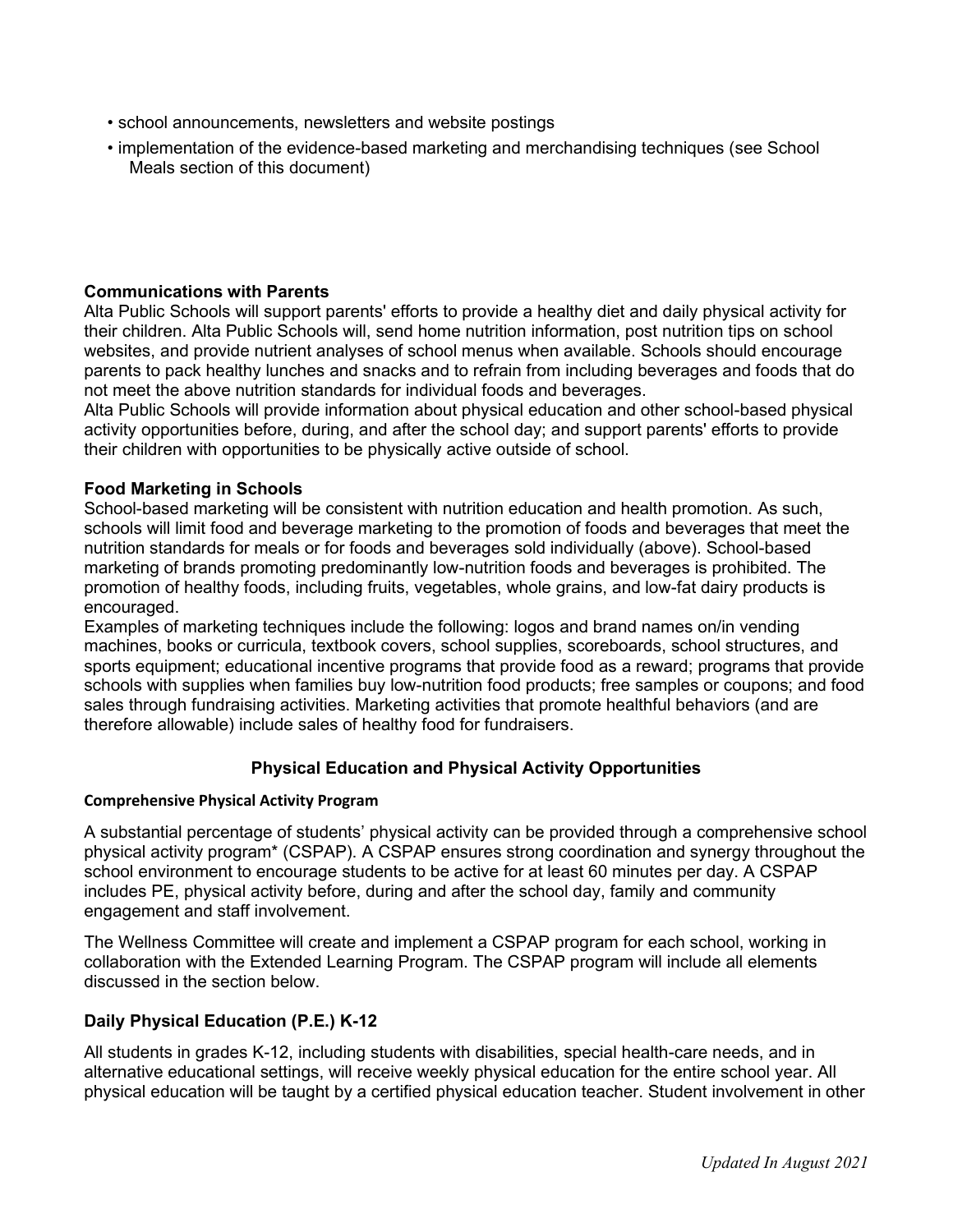- school announcements, newsletters and website postings
- implementation of the evidence-based marketing and merchandising techniques (see School Meals section of this document)

**Communications with Parents**
Alta Public Schools will support parents' efforts to provide a healthy diet and daily physical activity for their children. Alta Public Schools will, send home nutrition information, post nutrition tips on school websites, and provide nutrient analyses of school menus when available. Schools should encourage parents to pack healthy lunches and snacks and to refrain from including beverages and foods that do not meet the above nutrition standards for individual foods and beverages.
Alta Public Schools will provide information about physical education and other school-based physical activity opportunities before, during, and after the school day; and support parents' efforts to provide their children with opportunities to be physically active outside of school.

**Food Marketing in Schools**
School-based marketing will be consistent with nutrition education and health promotion. As such, schools will limit food and beverage marketing to the promotion of foods and beverages that meet the nutrition standards for meals or for foods and beverages sold individually (above). School-based marketing of brands promoting predominantly low-nutrition foods and beverages is prohibited. The promotion of healthy foods, including fruits, vegetables, whole grains, and low-fat dairy products is encouraged.
Examples of marketing techniques include the following: logos and brand names on/in vending machines, books or curricula, textbook covers, school supplies, scoreboards, school structures, and sports equipment; educational incentive programs that provide food as a reward; programs that provide schools with supplies when families buy low-nutrition food products; free samples or coupons; and food sales through fundraising activities. Marketing activities that promote healthful behaviors (and are therefore allowable) include sales of healthy food for fundraisers.

## Physical Education and Physical Activity Opportunities

**Comprehensive Physical Activity Program**

A substantial percentage of students' physical activity can be provided through a comprehensive school physical activity program* (CSPAP). A CSPAP ensures strong coordination and synergy throughout the school environment to encourage students to be active for at least 60 minutes per day. A CSPAP includes PE, physical activity before, during and after the school day, family and community engagement and staff involvement.

The Wellness Committee will create and implement a CSPAP program for each school, working in collaboration with the Extended Learning Program. The CSPAP program will include all elements discussed in the section below.

### Daily Physical Education (P.E.) K-12

All students in grades K-12, including students with disabilities, special health-care needs, and in alternative educational settings, will receive weekly physical education for the entire school year. All physical education will be taught by a certified physical education teacher. Student involvement in other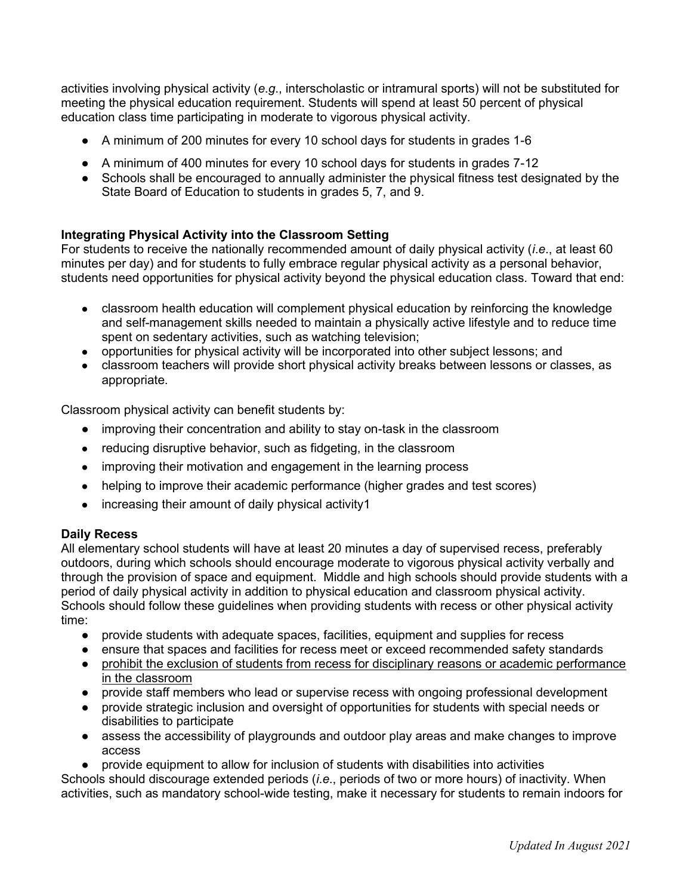activities involving physical activity (*e.g*., interscholastic or intramural sports) will not be substituted for meeting the physical education requirement. Students will spend at least 50 percent of physical education class time participating in moderate to vigorous physical activity.

- A minimum of 200 minutes for every 10 school days for students in grades 1-6
- A minimum of 400 minutes for every 10 school days for students in grades 7-12
- Schools shall be encouraged to annually administer the physical fitness test designated by the State Board of Education to students in grades 5, 7, and 9.

**Integrating Physical Activity into the Classroom Setting**

For students to receive the nationally recommended amount of daily physical activity (*i.e*., at least 60 minutes per day) and for students to fully embrace regular physical activity as a personal behavior, students need opportunities for physical activity beyond the physical education class. Toward that end:

- classroom health education will complement physical education by reinforcing the knowledge and self-management skills needed to maintain a physically active lifestyle and to reduce time spent on sedentary activities, such as watching television;
- opportunities for physical activity will be incorporated into other subject lessons; and
- classroom teachers will provide short physical activity breaks between lessons or classes, as appropriate.

Classroom physical activity can benefit students by:

- improving their concentration and ability to stay on-task in the classroom
- reducing disruptive behavior, such as fidgeting, in the classroom
- improving their motivation and engagement in the learning process
- helping to improve their academic performance (higher grades and test scores)
- increasing their amount of daily physical activity1

**Daily Recess**

All elementary school students will have at least 20 minutes a day of supervised recess, preferably outdoors, during which schools should encourage moderate to vigorous physical activity verbally and through the provision of space and equipment. Middle and high schools should provide students with a period of daily physical activity in addition to physical education and classroom physical activity. Schools should follow these guidelines when providing students with recess or other physical activity time:

- provide students with adequate spaces, facilities, equipment and supplies for recess
- ensure that spaces and facilities for recess meet or exceed recommended safety standards
- <u>prohibit the exclusion of students from recess for disciplinary reasons or academic performance in the classroom</u>
- provide staff members who lead or supervise recess with ongoing professional development
- provide strategic inclusion and oversight of opportunities for students with special needs or disabilities to participate
- assess the accessibility of playgrounds and outdoor play areas and make changes to improve access
- provide equipment to allow for inclusion of students with disabilities into activities

Schools should discourage extended periods (*i.e*., periods of two or more hours) of inactivity. When activities, such as mandatory school-wide testing, make it necessary for students to remain indoors for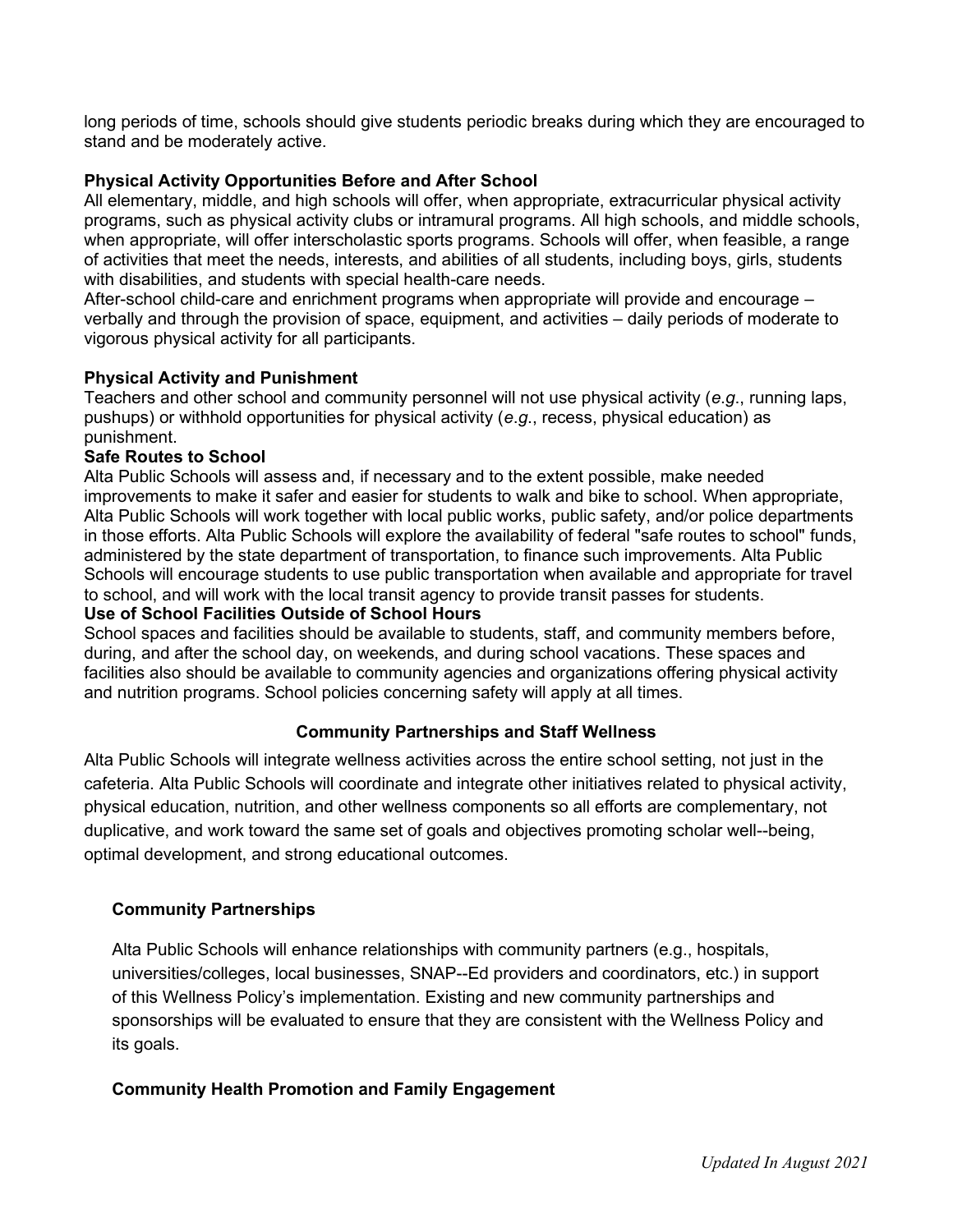long periods of time, schools should give students periodic breaks during which they are encouraged to stand and be moderately active.

**Physical Activity Opportunities Before and After School**

All elementary, middle, and high schools will offer, when appropriate, extracurricular physical activity programs, such as physical activity clubs or intramural programs. All high schools, and middle schools, when appropriate, will offer interscholastic sports programs. Schools will offer, when feasible, a range of activities that meet the needs, interests, and abilities of all students, including boys, girls, students with disabilities, and students with special health-care needs.

After-school child-care and enrichment programs when appropriate will provide and encourage – verbally and through the provision of space, equipment, and activities – daily periods of moderate to vigorous physical activity for all participants.

**Physical Activity and Punishment**

Teachers and other school and community personnel will not use physical activity (*e.g*., running laps, pushups) or withhold opportunities for physical activity (*e.g*., recess, physical education) as punishment.

**Safe Routes to School**

Alta Public Schools will assess and, if necessary and to the extent possible, make needed improvements to make it safer and easier for students to walk and bike to school. When appropriate, Alta Public Schools will work together with local public works, public safety, and/or police departments in those efforts. Alta Public Schools will explore the availability of federal "safe routes to school" funds, administered by the state department of transportation, to finance such improvements. Alta Public Schools will encourage students to use public transportation when available and appropriate for travel to school, and will work with the local transit agency to provide transit passes for students.

**Use of School Facilities Outside of School Hours**

School spaces and facilities should be available to students, staff, and community members before, during, and after the school day, on weekends, and during school vacations. These spaces and facilities also should be available to community agencies and organizations offering physical activity and nutrition programs. School policies concerning safety will apply at all times.

## Community Partnerships and Staff Wellness

Alta Public Schools will integrate wellness activities across the entire school setting, not just in the cafeteria. Alta Public Schools will coordinate and integrate other initiatives related to physical activity, physical education, nutrition, and other wellness components so all efforts are complementary, not duplicative, and work toward the same set of goals and objectives promoting scholar well--being, optimal development, and strong educational outcomes.

### Community Partnerships

Alta Public Schools will enhance relationships with community partners (e.g., hospitals, universities/colleges, local businesses, SNAP--Ed providers and coordinators, etc.) in support of this Wellness Policy's implementation. Existing and new community partnerships and sponsorships will be evaluated to ensure that they are consistent with the Wellness Policy and its goals.

### Community Health Promotion and Family Engagement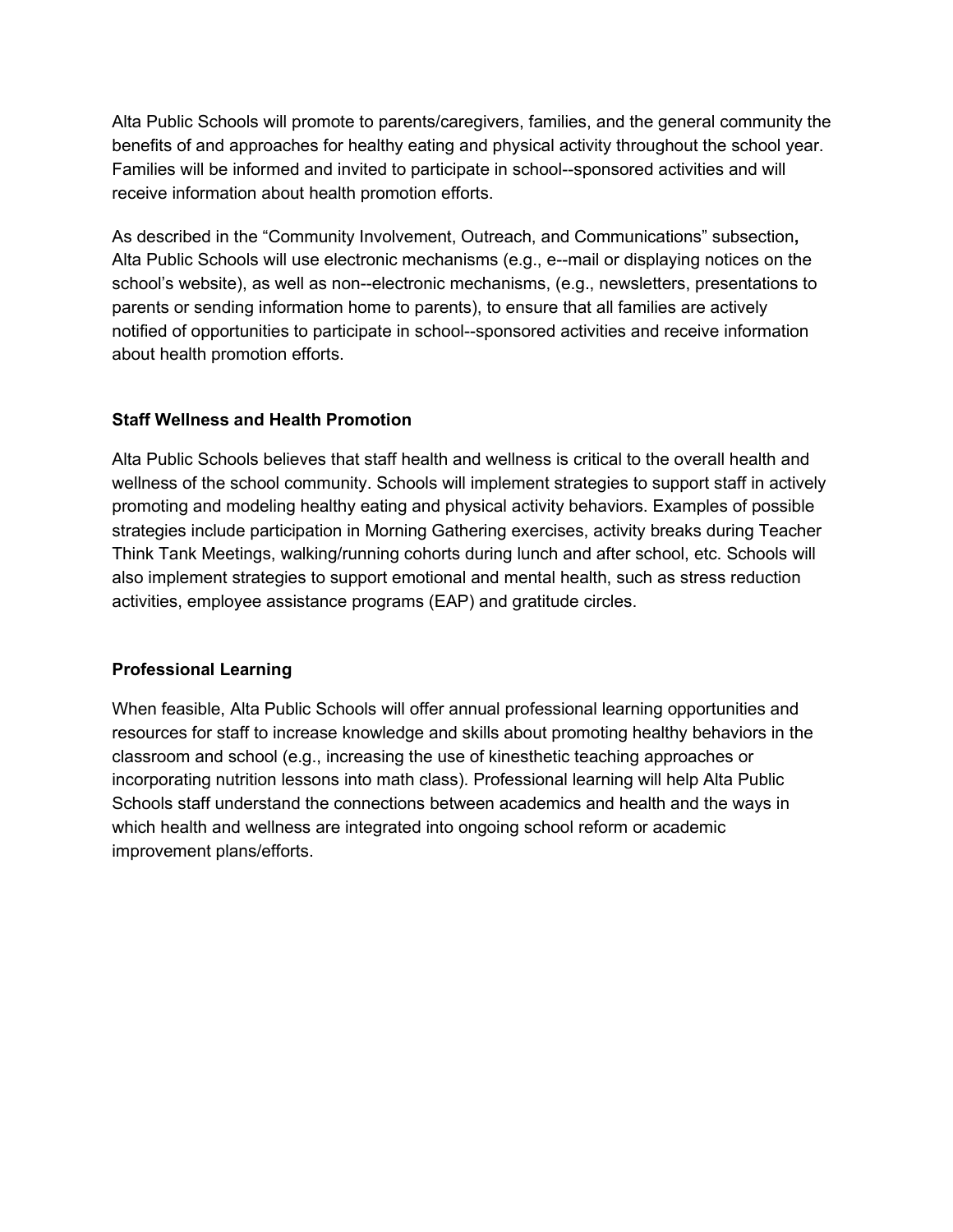Alta Public Schools will promote to parents/caregivers, families, and the general community the benefits of and approaches for healthy eating and physical activity throughout the school year. Families will be informed and invited to participate in school--sponsored activities and will receive information about health promotion efforts.

As described in the "Community Involvement, Outreach, and Communications" subsection**,** Alta Public Schools will use electronic mechanisms (e.g., e--mail or displaying notices on the school's website), as well as non--electronic mechanisms, (e.g., newsletters, presentations to parents or sending information home to parents), to ensure that all families are actively notified of opportunities to participate in school--sponsored activities and receive information about health promotion efforts.

### Staff Wellness and Health Promotion

Alta Public Schools believes that staff health and wellness is critical to the overall health and wellness of the school community. Schools will implement strategies to support staff in actively promoting and modeling healthy eating and physical activity behaviors. Examples of possible strategies include participation in Morning Gathering exercises, activity breaks during Teacher Think Tank Meetings, walking/running cohorts during lunch and after school, etc. Schools will also implement strategies to support emotional and mental health, such as stress reduction activities, employee assistance programs (EAP) and gratitude circles.

### Professional Learning

When feasible, Alta Public Schools will offer annual professional learning opportunities and resources for staff to increase knowledge and skills about promoting healthy behaviors in the classroom and school (e.g., increasing the use of kinesthetic teaching approaches or incorporating nutrition lessons into math class). Professional learning will help Alta Public Schools staff understand the connections between academics and health and the ways in which health and wellness are integrated into ongoing school reform or academic improvement plans/efforts.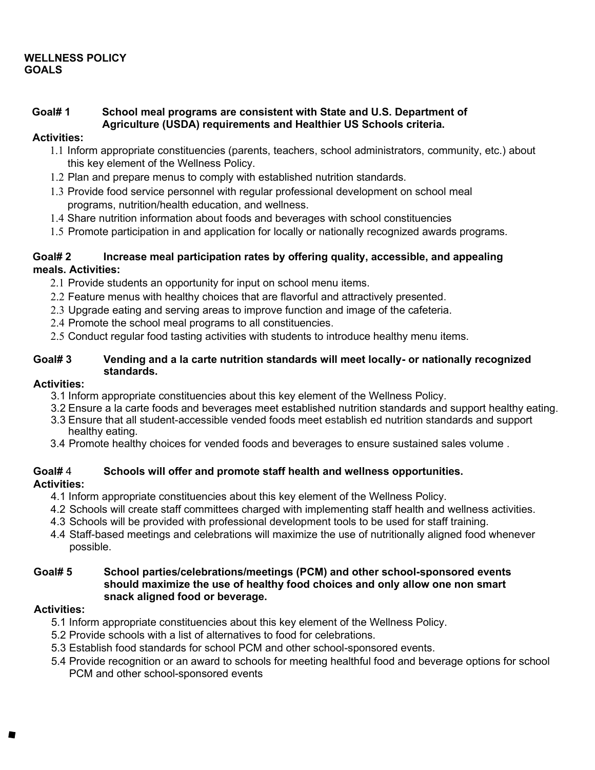# WELLNESS POLICY GOALS

**Goal# 1 School meal programs are consistent with State and U.S. Department of Agriculture (USDA) requirements and Healthier US Schools criteria.**

**Activities:**

1.1 Inform appropriate constituencies (parents, teachers, school administrators, community, etc.) about this key element of the Wellness Policy.
1.2 Plan and prepare menus to comply with established nutrition standards.
1.3 Provide food service personnel with regular professional development on school meal programs, nutrition/health education, and wellness.
1.4 Share nutrition information about foods and beverages with school constituencies
1.5 Promote participation in and application for locally or nationally recognized awards programs.

**Goal# 2 Increase meal participation rates by offering quality, accessible, and appealing meals. Activities:**

2.1 Provide students an opportunity for input on school menu items.
2.2 Feature menus with healthy choices that are flavorful and attractively presented.
2.3 Upgrade eating and serving areas to improve function and image of the cafeteria.
2.4 Promote the school meal programs to all constituencies.
2.5 Conduct regular food tasting activities with students to introduce healthy menu items.

**Goal# 3 Vending and a la carte nutrition standards will meet locally- or nationally recognized standards.**

**Activities:**

3.1 Inform appropriate constituencies about this key element of the Wellness Policy.
3.2 Ensure a la carte foods and beverages meet established nutrition standards and support healthy eating.
3.3 Ensure that all student-accessible vended foods meet establish ed nutrition standards and support healthy eating.
3.4 Promote healthy choices for vended foods and beverages to ensure sustained sales volume .

**Goal# 4 Schools will offer and promote staff health and wellness opportunities.**

**Activities:**

4.1 Inform appropriate constituencies about this key element of the Wellness Policy.
4.2 Schools will create staff committees charged with implementing staff health and wellness activities.
4.3 Schools will be provided with professional development tools to be used for staff training.
4.4 Staff-based meetings and celebrations will maximize the use of nutritionally aligned food whenever possible.

**Goal# 5 School parties/celebrations/meetings (PCM) and other school-sponsored events should maximize the use of healthy food choices and only allow one non smart snack aligned food or beverage.**

**Activities:**

5.1 Inform appropriate constituencies about this key element of the Wellness Policy.
5.2 Provide schools with a list of alternatives to food for celebrations.
5.3 Establish food standards for school PCM and other school-sponsored events.
5.4 Provide recognition or an award to schools for meeting healthful food and beverage options for school PCM and other school-sponsored events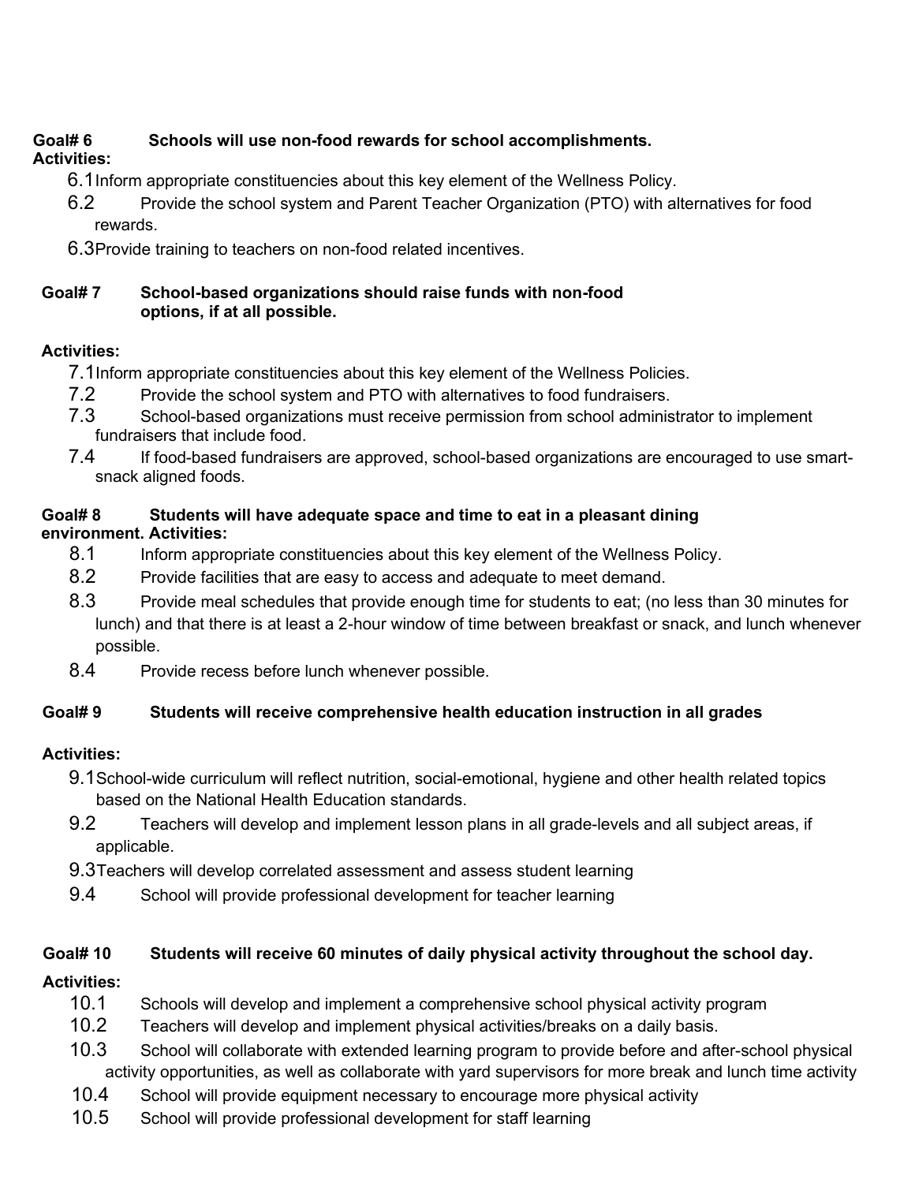**Goal# 6 Schools will use non-food rewards for school accomplishments.**

**Activities:**

6.1 Inform appropriate constituencies about this key element of the Wellness Policy.

6.2 Provide the school system and Parent Teacher Organization (PTO) with alternatives for food rewards.

6.3 Provide training to teachers on non-food related incentives.

**Goal# 7 School-based organizations should raise funds with non-food options, if at all possible.**

**Activities:**

7.1 Inform appropriate constituencies about this key element of the Wellness Policies.

7.2 Provide the school system and PTO with alternatives to food fundraisers.

7.3 School-based organizations must receive permission from school administrator to implement fundraisers that include food.

7.4 If food-based fundraisers are approved, school-based organizations are encouraged to use smart-snack aligned foods.

**Goal# 8 Students will have adequate space and time to eat in a pleasant dining environment. Activities:**

8.1 Inform appropriate constituencies about this key element of the Wellness Policy.

8.2 Provide facilities that are easy to access and adequate to meet demand.

8.3 Provide meal schedules that provide enough time for students to eat; (no less than 30 minutes for lunch) and that there is at least a 2-hour window of time between breakfast or snack, and lunch whenever possible.

8.4 Provide recess before lunch whenever possible.

**Goal# 9 Students will receive comprehensive health education instruction in all grades**

**Activities:**

9.1 School-wide curriculum will reflect nutrition, social-emotional, hygiene and other health related topics based on the National Health Education standards.

9.2 Teachers will develop and implement lesson plans in all grade-levels and all subject areas, if applicable.

9.3 Teachers will develop correlated assessment and assess student learning

9.4 School will provide professional development for teacher learning

**Goal# 10 Students will receive 60 minutes of daily physical activity throughout the school day.**

**Activities:**

10.1 Schools will develop and implement a comprehensive school physical activity program

10.2 Teachers will develop and implement physical activities/breaks on a daily basis.

10.3 School will collaborate with extended learning program to provide before and after-school physical activity opportunities, as well as collaborate with yard supervisors for more break and lunch time activity

10.4 School will provide equipment necessary to encourage more physical activity

10.5 School will provide professional development for staff learning